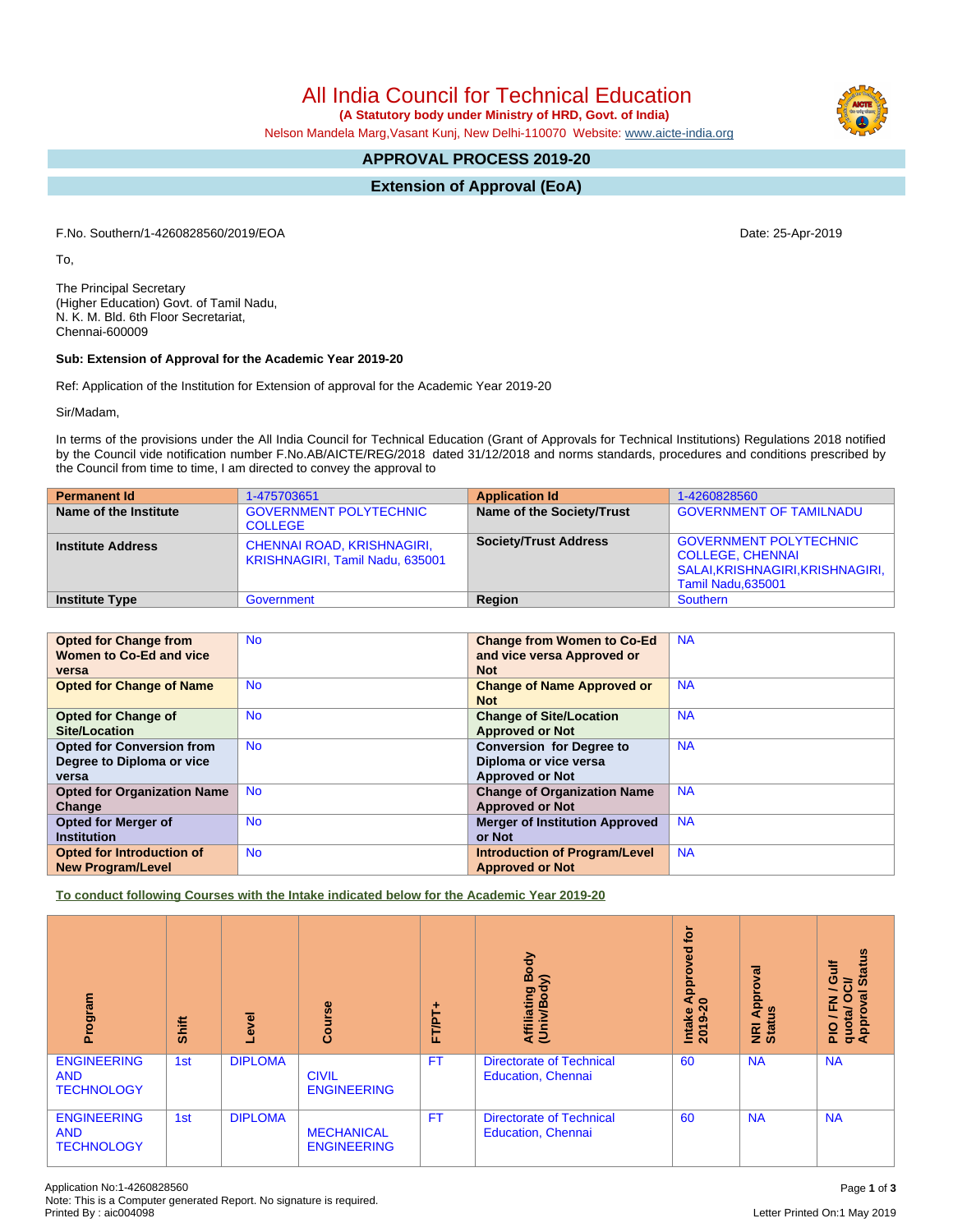# All India Council for Technical Education

**(A Statutory body under Ministry of HRD, Govt. of India)**

Nelson Mandela Marg,Vasant Kunj, New Delhi-110070 Website: www.aicte-india.org

## APPROVAL PROCESS 2019-20

## Extension of Approval (EoA)

F.No. Southern/1-4260828560/2019/EOA

Date: 25-Apr-2019

To,

The Principal Secretary
(Higher Education) Govt. of Tamil Nadu,
N. K. M. Bld. 6th Floor Secretariat,
Chennai-600009

**Sub: Extension of Approval for the Academic Year 2019-20**

Ref: Application of the Institution for Extension of approval for the Academic Year 2019-20

Sir/Madam,

In terms of the provisions under the All India Council for Technical Education (Grant of Approvals for Technical Institutions) Regulations 2018 notified by the Council vide notification number F.No.AB/AICTE/REG/2018 dated 31/12/2018 and norms standards, procedures and conditions prescribed by the Council from time to time, I am directed to convey the approval to

| Permanent Id | 1-475703651 | Application Id | 1-4260828560 |
|---|---|---|---|
| **Name of the Institute** | GOVERNMENT POLYTECHNIC COLLEGE | **Name of the Society/Trust** | GOVERNMENT OF TAMILNADU |
| **Institute Address** | CHENNAI ROAD, KRISHNAGIRI, KRISHNAGIRI, Tamil Nadu, 635001 | **Society/Trust Address** | GOVERNMENT POLYTECHNIC COLLEGE, CHENNAI SALAI,KRISHNAGIRI,KRISHNAGIRI, Tamil Nadu,635001 |
| **Institute Type** | Government | **Region** | Southern |

| Opted for Change from Women to Co-Ed and vice versa | No | Change from Women to Co-Ed and vice versa Approved or Not | NA |
|---|---|---|---|
| **Opted for Change of Name** | No | **Change of Name Approved or Not** | NA |
| **Opted for Change of Site/Location** | No | **Change of Site/Location Approved or Not** | NA |
| **Opted for Conversion from Degree to Diploma or vice versa** | No | **Conversion for Degree to Diploma or vice versa Approved or Not** | NA |
| **Opted for Organization Name Change** | No | **Change of Organization Name Approved or Not** | NA |
| **Opted for Merger of Institution** | No | **Merger of Institution Approved or Not** | NA |
| **Opted for Introduction of New Program/Level** | No | **Introduction of Program/Level Approved or Not** | NA |

**To conduct following Courses with the Intake indicated below for the Academic Year 2019-20**

| Program | Shift | Level | Course | FT/PT+ | Affiliating Body (Univ/Body) | Intake Approved for 2019-20 | NRI Approval Status | PIO / FN / Gulf quota/ OCI/ Approval Status |
|---|---|---|---|---|---|---|---|---|
| ENGINEERING AND TECHNOLOGY | 1st | DIPLOMA | CIVIL ENGINEERING | FT | Directorate of Technical Education, Chennai | 60 | NA | NA |
| ENGINEERING AND TECHNOLOGY | 1st | DIPLOMA | MECHANICAL ENGINEERING | FT | Directorate of Technical Education, Chennai | 60 | NA | NA |

Application No:1-4260828560
Note: This is a Computer generated Report. No signature is required.
Printed By : aic004098

Letter Printed On:1 May 2019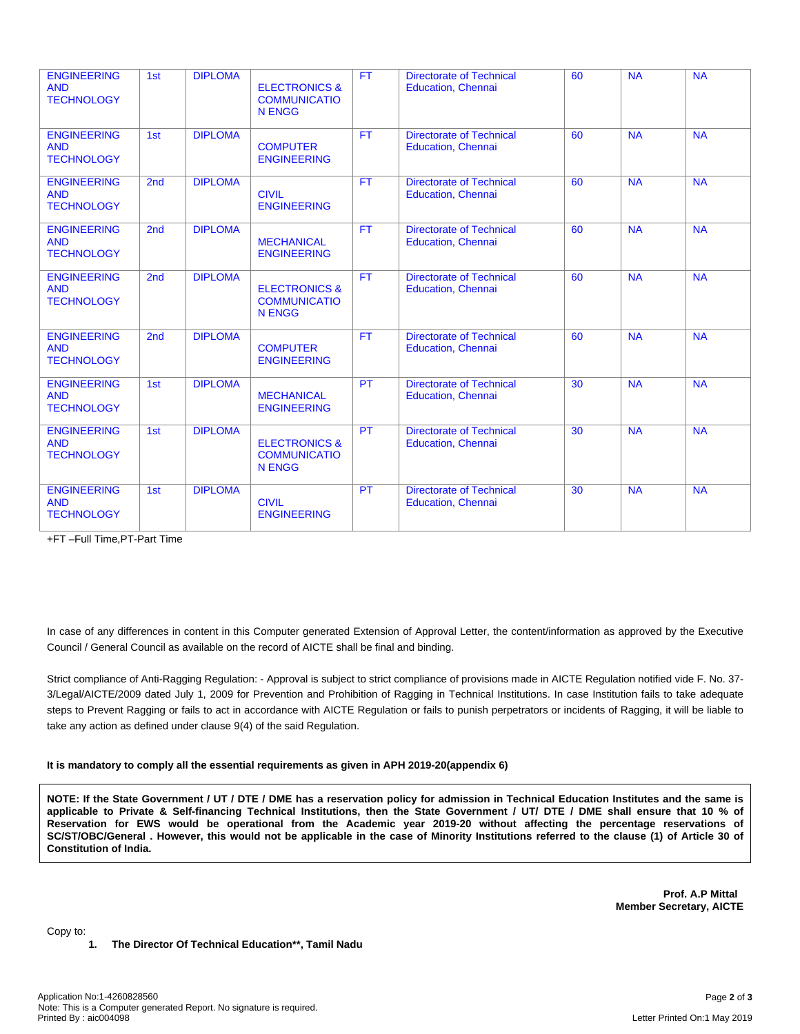| ENGINEERING AND TECHNOLOGY | 1st | DIPLOMA | ELECTRONICS & COMMUNICATION ENGG | FT | Directorate of Technical Education, Chennai | 60 | NA | NA |
|---|---|---|---|---|---|---|---|---|
| ENGINEERING AND TECHNOLOGY | 1st | DIPLOMA | COMPUTER ENGINEERING | FT | Directorate of Technical Education, Chennai | 60 | NA | NA |
| ENGINEERING AND TECHNOLOGY | 2nd | DIPLOMA | CIVIL ENGINEERING | FT | Directorate of Technical Education, Chennai | 60 | NA | NA |
| ENGINEERING AND TECHNOLOGY | 2nd | DIPLOMA | MECHANICAL ENGINEERING | FT | Directorate of Technical Education, Chennai | 60 | NA | NA |
| ENGINEERING AND TECHNOLOGY | 2nd | DIPLOMA | ELECTRONICS & COMMUNICATION ENGG | FT | Directorate of Technical Education, Chennai | 60 | NA | NA |
| ENGINEERING AND TECHNOLOGY | 2nd | DIPLOMA | COMPUTER ENGINEERING | FT | Directorate of Technical Education, Chennai | 60 | NA | NA |
| ENGINEERING AND TECHNOLOGY | 1st | DIPLOMA | MECHANICAL ENGINEERING | PT | Directorate of Technical Education, Chennai | 30 | NA | NA |
| ENGINEERING AND TECHNOLOGY | 1st | DIPLOMA | ELECTRONICS & COMMUNICATION ENGG | PT | Directorate of Technical Education, Chennai | 30 | NA | NA |
| ENGINEERING AND TECHNOLOGY | 1st | DIPLOMA | CIVIL ENGINEERING | PT | Directorate of Technical Education, Chennai | 30 | NA | NA |

+FT –Full Time,PT-Part Time

In case of any differences in content in this Computer generated Extension of Approval Letter, the content/information as approved by the Executive Council / General Council as available on the record of AICTE shall be final and binding.

Strict compliance of Anti-Ragging Regulation: - Approval is subject to strict compliance of provisions made in AICTE Regulation notified vide F. No. 37-3/Legal/AICTE/2009 dated July 1, 2009 for Prevention and Prohibition of Ragging in Technical Institutions. In case Institution fails to take adequate steps to Prevent Ragging or fails to act in accordance with AICTE Regulation or fails to punish perpetrators or incidents of Ragging, it will be liable to take any action as defined under clause 9(4) of the said Regulation.

**It is mandatory to comply all the essential requirements as given in APH 2019-20(appendix 6)**

**NOTE: If the State Government / UT / DTE / DME has a reservation policy for admission in Technical Education Institutes and the same is applicable to Private & Self-financing Technical Institutions, then the State Government / UT/ DTE / DME shall ensure that 10 % of Reservation for EWS would be operational from the Academic year 2019-20 without affecting the percentage reservations of SC/ST/OBC/General . However, this would not be applicable in the case of Minority Institutions referred to the clause (1) of Article 30 of Constitution of India.**

**Prof. A.P Mittal**
**Member Secretary, AICTE**

Copy to:

1. **The Director Of Technical Education\*\*, Tamil Nadu**

Application No:1-4260828560
Note: This is a Computer generated Report. No signature is required.
Printed By : aic004098

Letter Printed On:1 May 2019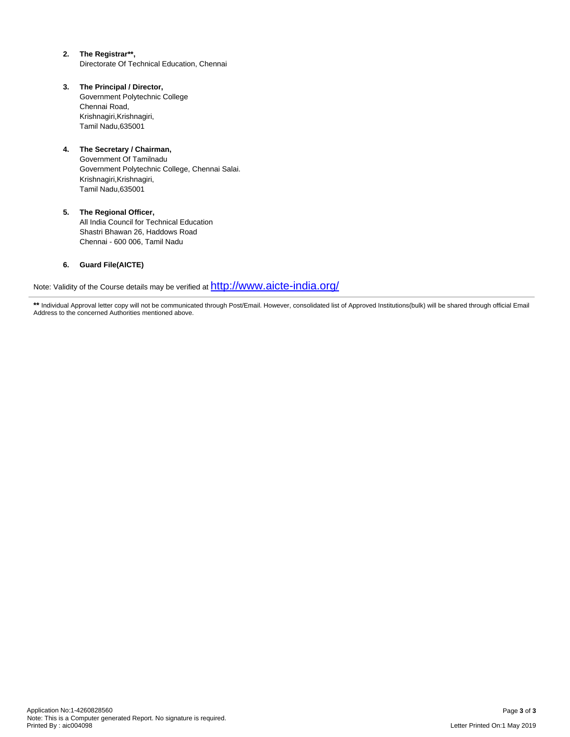2. **The Registrar**,**
   Directorate Of Technical Education, Chennai

3. **The Principal / Director,**
   Government Polytechnic College
   Chennai Road,
   Krishnagiri,Krishnagiri,
   Tamil Nadu,635001

4. **The Secretary / Chairman,**
   Government Of Tamilnadu
   Government Polytechnic College, Chennai Salai.
   Krishnagiri,Krishnagiri,
   Tamil Nadu,635001

5. **The Regional Officer,**
   All India Council for Technical Education
   Shastri Bhawan 26, Haddows Road
   Chennai - 600 006, Tamil Nadu

6. **Guard File(AICTE)**

Note: Validity of the Course details may be verified at http://www.aicte-india.org/

---

**\*\*** Individual Approval letter copy will not be communicated through Post/Email. However, consolidated list of Approved Institutions(bulk) will be shared through official Email Address to the concerned Authorities mentioned above.

Application No:1-4260828560
Note: This is a Computer generated Report. No signature is required.
Printed By : aic004098

Letter Printed On:1 May 2019